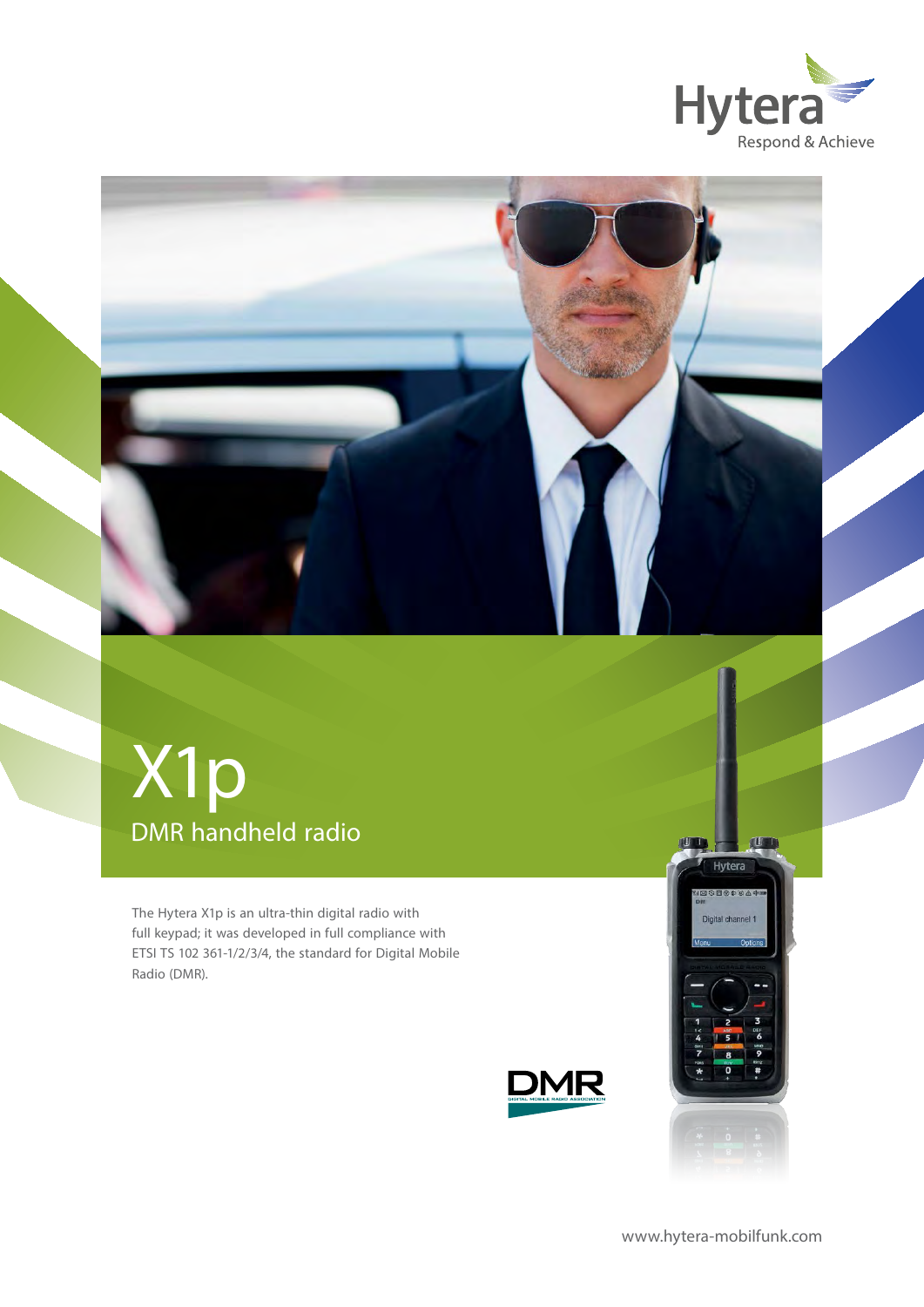Hytera

Respond & Achieve

# X1p

## DMR handheld radio

The Hytera X1p is an ultra-thin digital radio with full keypad; it was developed in full compliance with ETSI TS 102 361-1/2/3/4, the standard for Digital Mobile Radio (DMR).

www.hytera-mobilfunk.com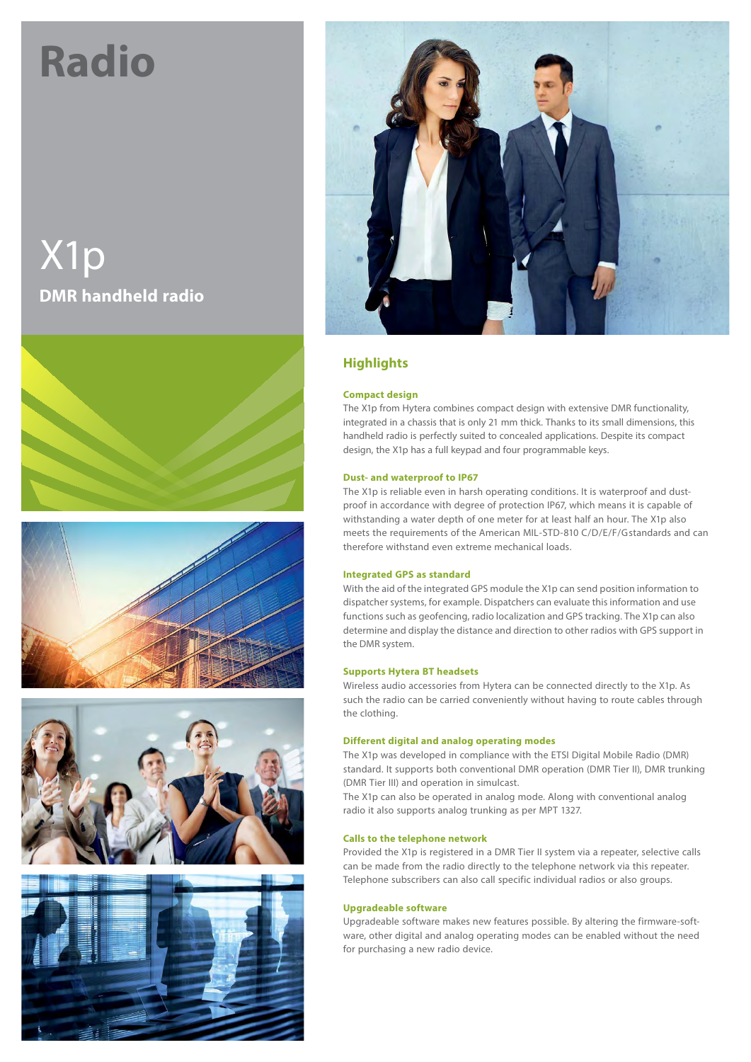# Radio

## X1p

**DMR handheld radio**

## Highlights

### Compact design

The X1p from Hytera combines compact design with extensive DMR functionality, integrated in a chassis that is only 21 mm thick. Thanks to its small dimensions, this handheld radio is perfectly suited to concealed applications. Despite its compact design, the X1p has a full keypad and four programmable keys.

### Dust- and waterproof to IP67

The X1p is reliable even in harsh operating conditions. It is waterproof and dust-proof in accordance with degree of protection IP67, which means it is capable of withstanding a water depth of one meter for at least half an hour. The X1p also meets the requirements of the American MIL-STD-810 C/D/E/F/Gstandards and can therefore withstand even extreme mechanical loads.

### Integrated GPS as standard

With the aid of the integrated GPS module the X1p can send position information to dispatcher systems, for example. Dispatchers can evaluate this information and use functions such as geofencing, radio localization and GPS tracking. The X1p can also determine and display the distance and direction to other radios with GPS support in the DMR system.

### Supports Hytera BT headsets

Wireless audio accessories from Hytera can be connected directly to the X1p. As such the radio can be carried conveniently without having to route cables through the clothing.

### Different digital and analog operating modes

The X1p was developed in compliance with the ETSI Digital Mobile Radio (DMR) standard. It supports both conventional DMR operation (DMR Tier II), DMR trunking (DMR Tier III) and operation in simulcast.

The X1p can also be operated in analog mode. Along with conventional analog radio it also supports analog trunking as per MPT 1327.

### Calls to the telephone network

Provided the X1p is registered in a DMR Tier II system via a repeater, selective calls can be made from the radio directly to the telephone network via this repeater. Telephone subscribers can also call specific individual radios or also groups.

### Upgradeable software

Upgradeable software makes new features possible. By altering the firmware-soft-ware, other digital and analog operating modes can be enabled without the need for purchasing a new radio device.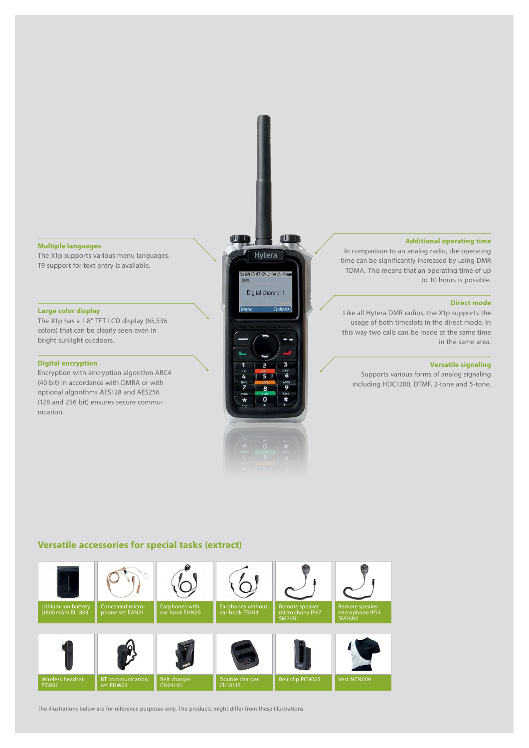### Multiple languages

The X1p supports various menu languages. T9 support for text entry is available.

### Large color display

The X1p has a 1.8" TFT LCD display (65,536 colors) that can be clearly seen even in bright sunlight outdoors.

### Digital encryption

Encryption with encryption algorithm ARC4 (40 bit) in accordance with DMRA or with optional algorithms AES128 and AES256 (128 and 256 bit) ensures secure communication.

### Additional operating time

In comparison to an analog radio, the operating time can be significantly increased by using DMR TDMA. This means that an operating time of up to 10 hours is possible.

### Direct mode

Like all Hytera DMR radios, the X1p supports the usage of both timeslots in the direct mode. In this way two calls can be made at the same time in the same area.

### Versatile signaling

Supports various forms of analog signaling including HDC1200, DTMF, 2-tone and 5-tone.

## Versatile accessories for special tasks (extract)

- Lithium-ion battery (1800 mAh) BL1809
- Concealed microphone set EAN21
- Earphones with ear hook EHN20
- Earphones without ear hook ESN14
- Remote speaker microphone IP67 SM26N1
- Remote speaker microphone IP54 SM26N2
- Wireless headset ESW01
- BT communication set EHW02
- Belt charger CH04L01
- Double charger CH10L15
- Belt clip PCN005
- Vest NCN009

The illustrations below are for reference purposes only. The products might differ from these illustrations.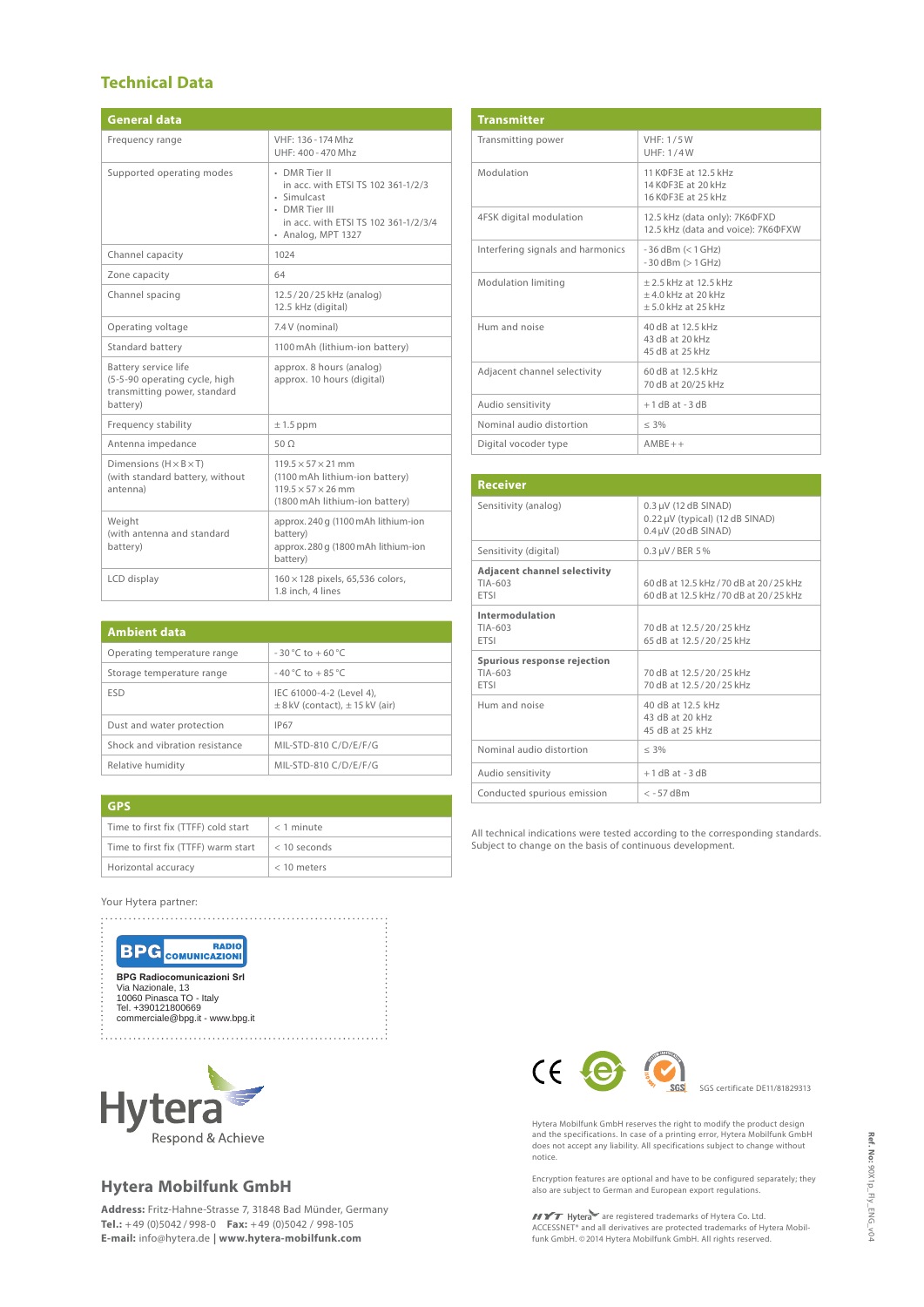## Technical Data

| General data | |
|---|---|
| Frequency range | VHF: 136 - 174 Mhz<br>UHF: 400 - 470 Mhz |
| Supported operating modes | • DMR Tier II in acc. with ETSI TS 102 361-1/2/3<br>• Simulcast<br>• DMR Tier III in acc. with ETSI TS 102 361-1/2/3/4<br>• Analog, MPT 1327 |
| Channel capacity | 1024 |
| Zone capacity | 64 |
| Channel spacing | 12.5 / 20 / 25 kHz (analog)<br>12.5 kHz (digital) |
| Operating voltage | 7.4 V (nominal) |
| Standard battery | 1100 mAh (lithium-ion battery) |
| Battery service life (5-5-90 operating cycle, high transmitting power, standard battery) | approx. 8 hours (analog)<br>approx. 10 hours (digital) |
| Frequency stability | ± 1.5 ppm |
| Antenna impedance | 50 Ω |
| Dimensions (H × B × T) (with standard battery, without antenna) | 119.5 × 57 × 21 mm (1100 mAh lithium-ion battery)<br>119.5 × 57 × 26 mm (1800 mAh lithium-ion battery) |
| Weight (with antenna and standard battery) | approx. 240 g (1100 mAh lithium-ion battery)<br>approx. 280 g (1800 mAh lithium-ion battery) |
| LCD display | 160 × 128 pixels, 65,536 colors, 1.8 inch, 4 lines |

| Ambient data | |
|---|---|
| Operating temperature range | - 30 °C to + 60 °C |
| Storage temperature range | - 40 °C to + 85 °C |
| ESD | IEC 61000-4-2 (Level 4),<br>± 8 kV (contact), ± 15 kV (air) |
| Dust and water protection | IP67 |
| Shock and vibration resistance | MIL-STD-810 C/D/E/F/G |
| Relative humidity | MIL-STD-810 C/D/E/F/G |

| GPS | |
|---|---|
| Time to first fix (TTFF) cold start | < 1 minute |
| Time to first fix (TTFF) warm start | < 10 seconds |
| Horizontal accuracy | < 10 meters |

| Transmitter | |
|---|---|
| Transmitting power | VHF: 1 / 5 W<br>UHF: 1 / 4 W |
| Modulation | 11 KΦF3E at 12.5 kHz<br>14 KΦF3E at 20 kHz<br>16 KΦF3E at 25 kHz |
| 4FSK digital modulation | 12.5 kHz (data only): 7K60FXD<br>12.5 kHz (data and voice): 7K60FXW |
| Interfering signals and harmonics | - 36 dBm (< 1 GHz)<br>- 30 dBm (> 1 GHz) |
| Modulation limiting | ± 2.5 kHz at 12.5 kHz<br>± 4.0 kHz at 20 kHz<br>± 5.0 kHz at 25 kHz |
| Hum and noise | 40 dB at 12.5 kHz<br>43 dB at 20 kHz<br>45 dB at 25 kHz |
| Adjacent channel selectivity | 60 dB at 12.5 kHz<br>70 dB at 20/25 kHz |
| Audio sensitivity | + 1 dB at - 3 dB |
| Nominal audio distortion | ≤ 3% |
| Digital vocoder type | AMBE++ |

| Receiver | |
|---|---|
| Sensitivity (analog) | 0.3 µV (12 dB SINAD)<br>0.22 µV (typical) (12 dB SINAD)<br>0.4 µV (20 dB SINAD) |
| Sensitivity (digital) | 0.3 µV / BER 5 % |
| **Adjacent channel selectivity**<br>TIA-603<br>ETSI | <br>60 dB at 12.5 kHz / 70 dB at 20 / 25 kHz<br>60 dB at 12.5 kHz / 70 dB at 20 / 25 kHz |
| **Intermodulation**<br>TIA-603<br>ETSI | <br>70 dB at 12.5 / 20 / 25 kHz<br>65 dB at 12.5 / 20 / 25 kHz |
| **Spurious response rejection**<br>TIA-603<br>ETSI | <br>70 dB at 12.5 / 20 / 25 kHz<br>70 dB at 12.5 / 20 / 25 kHz |
| Hum and noise | 40 dB at 12.5 kHz<br>43 dB at 20 kHz<br>45 dB at 25 kHz |
| Nominal audio distortion | ≤ 3% |
| Audio sensitivity | + 1 dB at - 3 dB |
| Conducted spurious emission | < - 57 dBm |

All technical indications were tested according to the corresponding standards. Subject to change on the basis of continuous development.

Your Hytera partner:

BPG RADIO COMUNICAZIONI

**BPG Radiocomunicazioni Srl**
Via Nazionale, 13
10060 Pinasca TO - Italy
Tel. +390121800669
commerciale@bpg.it - www.bpg.it

Hytera
Respond & Achieve

SGS certificate DE11/81829313

Hytera Mobilfunk GmbH reserves the right to modify the product design and the specifications. In case of a printing error, Hytera Mobilfunk GmbH does not accept any liability. All specifications subject to change without notice.

Encryption features are optional and have to be configured separately; they also are subject to German and European export regulations.

HYT Hytera are registered trademarks of Hytera Co. Ltd. ACCESSNET® and all derivatives are protected trademarks of Hytera Mobilfunk GmbH. © 2014 Hytera Mobilfunk GmbH. All rights reserved.

## Hytera Mobilfunk GmbH

**Address:** Fritz-Hahne-Strasse 7, 31848 Bad Münder, Germany
**Tel.:** +49 (0)5042 / 998-0 **Fax:** +49 (0)5042 / 998-105
**E-mail:** info@hytera.de | **www.hytera-mobilfunk.com**

**Ref. No:** 90X1p_Fly_ENG_v04